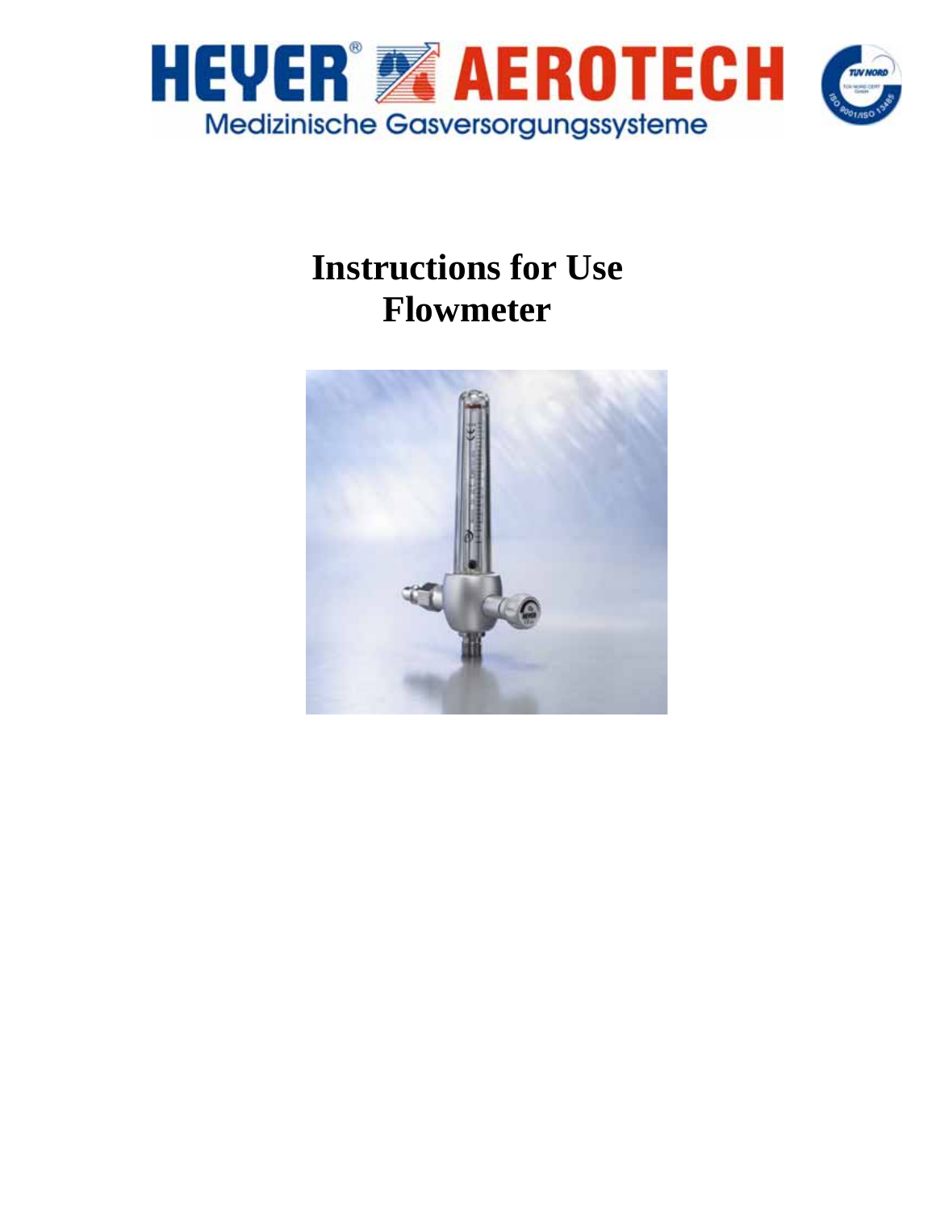HEYER® AEROTECH

Medizinische Gasversorgungssysteme

# Instructions for Use
# Flowmeter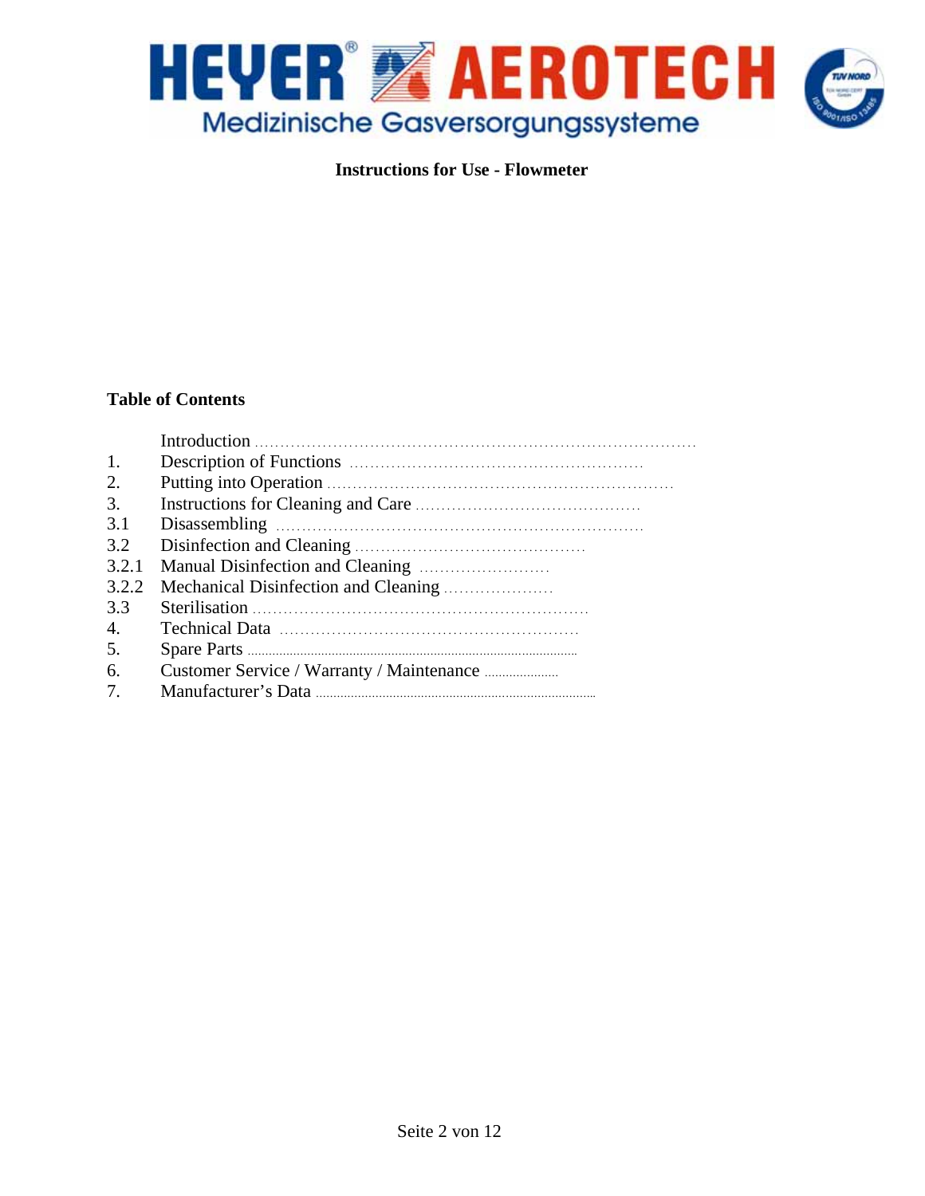**HEYER AEROTECH**
Medizinische Gasversorgungssysteme

**Instructions for Use - Flowmeter**

**Table of Contents**

| | |
|---|---|
| | Introduction |
| 1. | Description of Functions |
| 2. | Putting into Operation |
| 3. | Instructions for Cleaning and Care |
| 3.1 | Disassembling |
| 3.2 | Disinfection and Cleaning |
| 3.2.1 | Manual Disinfection and Cleaning |
| 3.2.2 | Mechanical Disinfection and Cleaning |
| 3.3 | Sterilisation |
| 4. | Technical Data |
| 5. | Spare Parts |
| 6. | Customer Service / Warranty / Maintenance |
| 7. | Manufacturer's Data |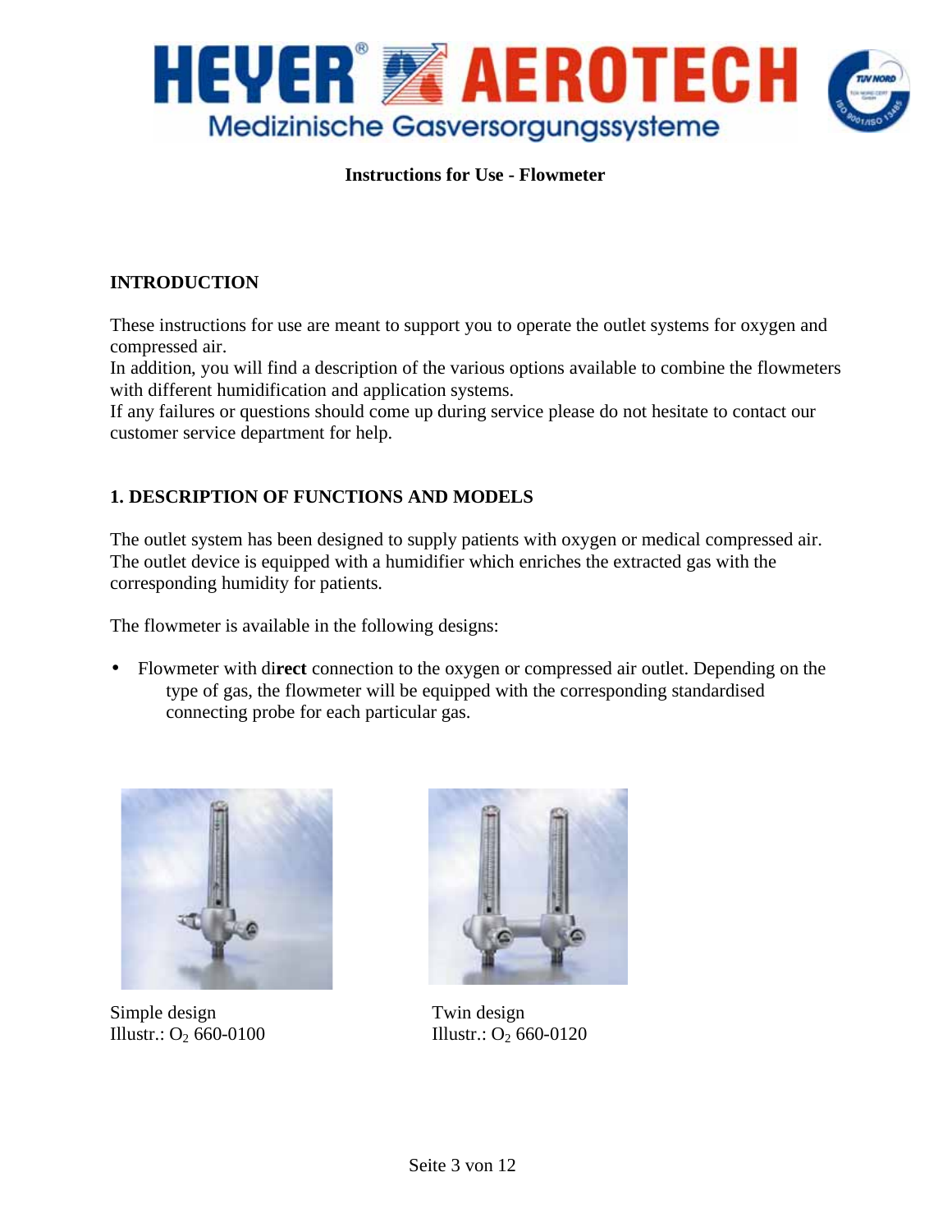HEYER AEROTECH
Medizinische Gasversorgungssysteme

**Instructions for Use - Flowmeter**

## INTRODUCTION

These instructions for use are meant to support you to operate the outlet systems for oxygen and compressed air.
In addition, you will find a description of the various options available to combine the flowmeters with different humidification and application systems.
If any failures or questions should come up during service please do not hesitate to contact our customer service department for help.

## 1. DESCRIPTION OF FUNCTIONS AND MODELS

The outlet system has been designed to supply patients with oxygen or medical compressed air. The outlet device is equipped with a humidifier which enriches the extracted gas with the corresponding humidity for patients.

The flowmeter is available in the following designs:

- Flowmeter with di**rect** connection to the oxygen or compressed air outlet. Depending on the type of gas, the flowmeter will be equipped with the corresponding standardised connecting probe for each particular gas.

Simple design
Illustr.: $O_2$ 660-0100

Twin design
Illustr.: $O_2$ 660-0120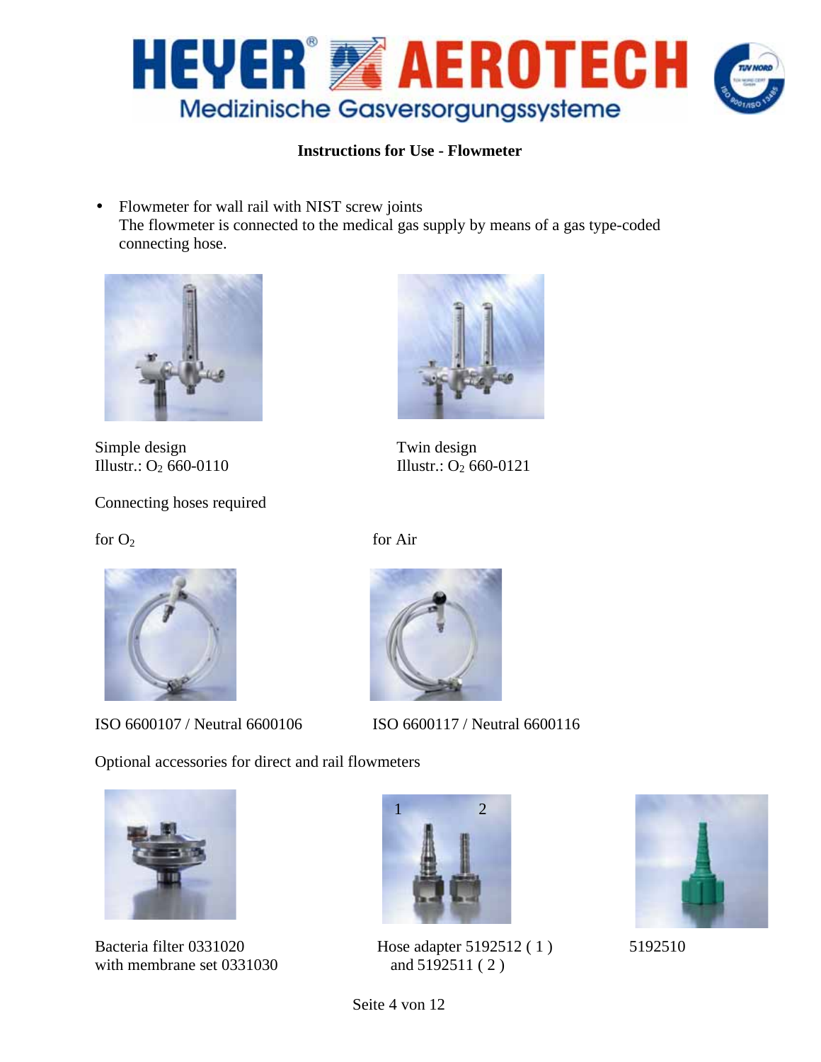# Instructions for Use - Flowmeter

- Flowmeter for wall rail with NIST screw joints
  The flowmeter is connected to the medical gas supply by means of a gas type-coded connecting hose.

Simple design
Illustr.: $O_2$ 660-0110

Twin design
Illustr.: $O_2$ 660-0121

Connecting hoses required

for $O_2$

ISO 6600107 / Neutral 6600106

for Air

ISO 6600117 / Neutral 6600116

Optional accessories for direct and rail flowmeters

Bacteria filter 0331020
with membrane set 0331030

Hose adapter 5192512 ( 1 )
and 5192511 ( 2 )

5192510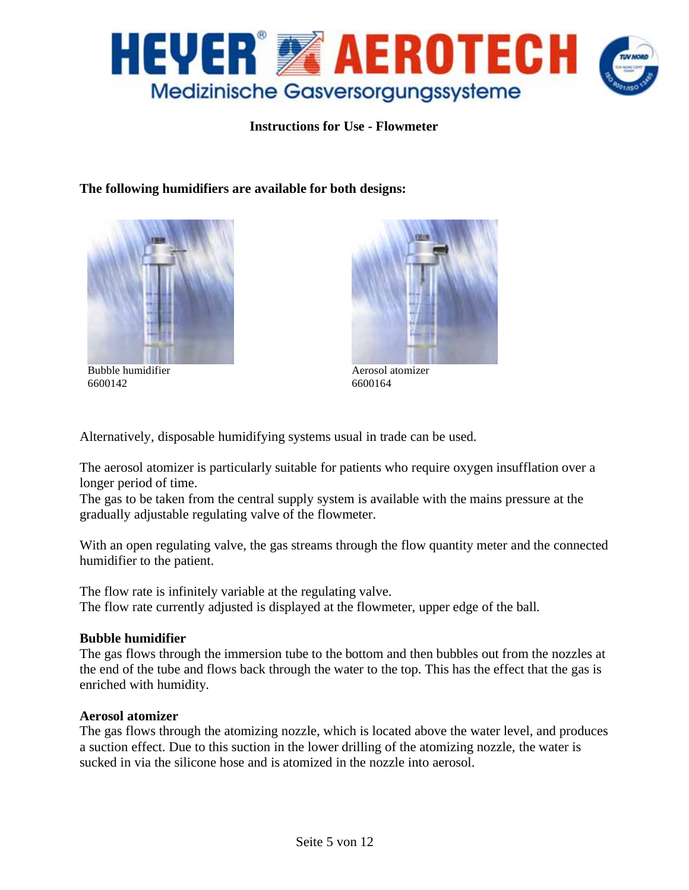**Instructions for Use - Flowmeter**

**The following humidifiers are available for both designs:**

Bubble humidifier
6600142

Aerosol atomizer
6600164

Alternatively, disposable humidifying systems usual in trade can be used.

The aerosol atomizer is particularly suitable for patients who require oxygen insufflation over a longer period of time.
The gas to be taken from the central supply system is available with the mains pressure at the gradually adjustable regulating valve of the flowmeter.

With an open regulating valve, the gas streams through the flow quantity meter and the connected humidifier to the patient.

The flow rate is infinitely variable at the regulating valve.
The flow rate currently adjusted is displayed at the flowmeter, upper edge of the ball.

**Bubble humidifier**
The gas flows through the immersion tube to the bottom and then bubbles out from the nozzles at the end of the tube and flows back through the water to the top. This has the effect that the gas is enriched with humidity.

**Aerosol atomizer**
The gas flows through the atomizing nozzle, which is located above the water level, and produces a suction effect. Due to this suction in the lower drilling of the atomizing nozzle, the water is sucked in via the silicone hose and is atomized in the nozzle into aerosol.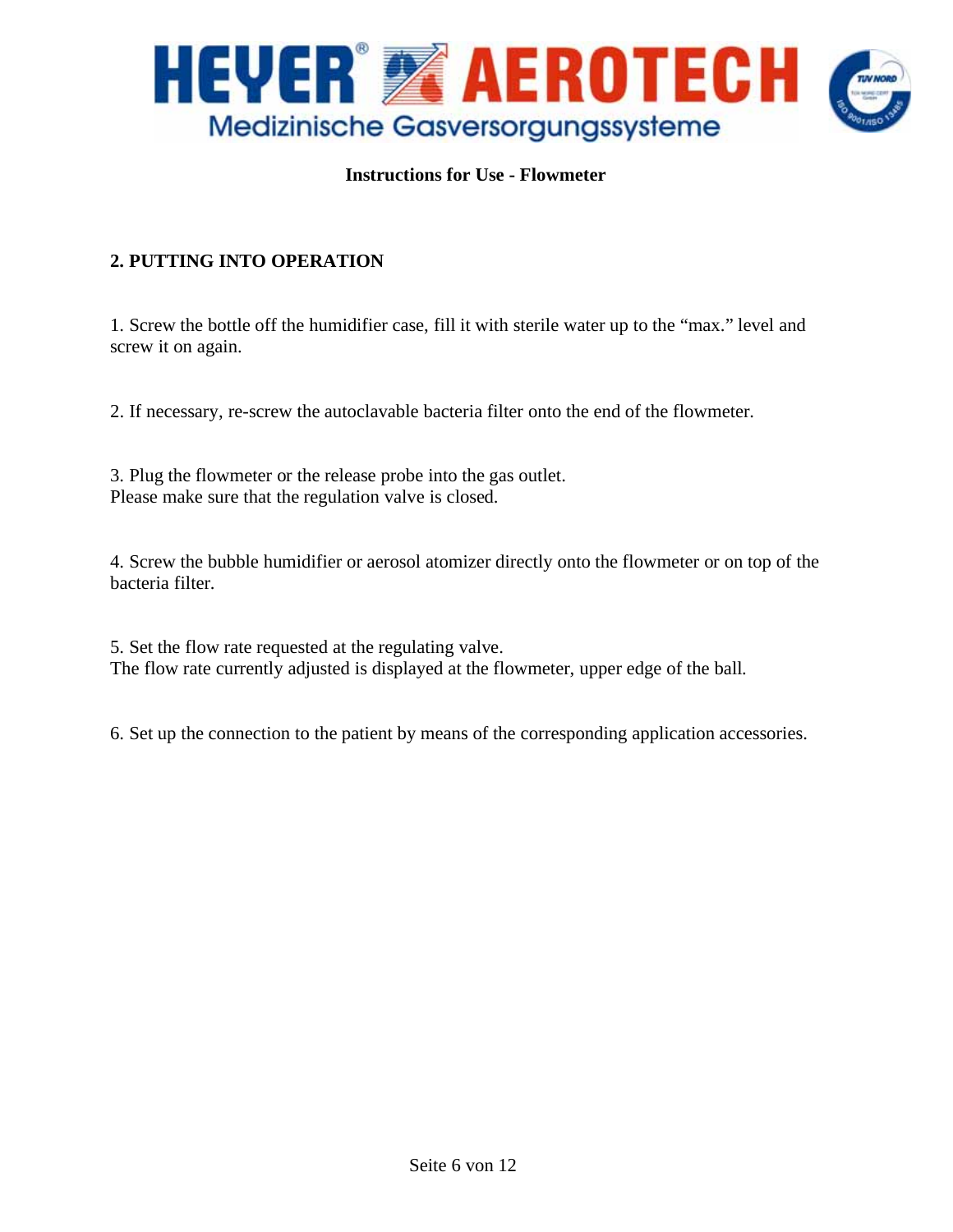**Instructions for Use - Flowmeter**

## 2. PUTTING INTO OPERATION

1. Screw the bottle off the humidifier case, fill it with sterile water up to the “max.” level and screw it on again.

2. If necessary, re-screw the autoclavable bacteria filter onto the end of the flowmeter.

3. Plug the flowmeter or the release probe into the gas outlet.
Please make sure that the regulation valve is closed.

4. Screw the bubble humidifier or aerosol atomizer directly onto the flowmeter or on top of the bacteria filter.

5. Set the flow rate requested at the regulating valve.
The flow rate currently adjusted is displayed at the flowmeter, upper edge of the ball.

6. Set up the connection to the patient by means of the corresponding application accessories.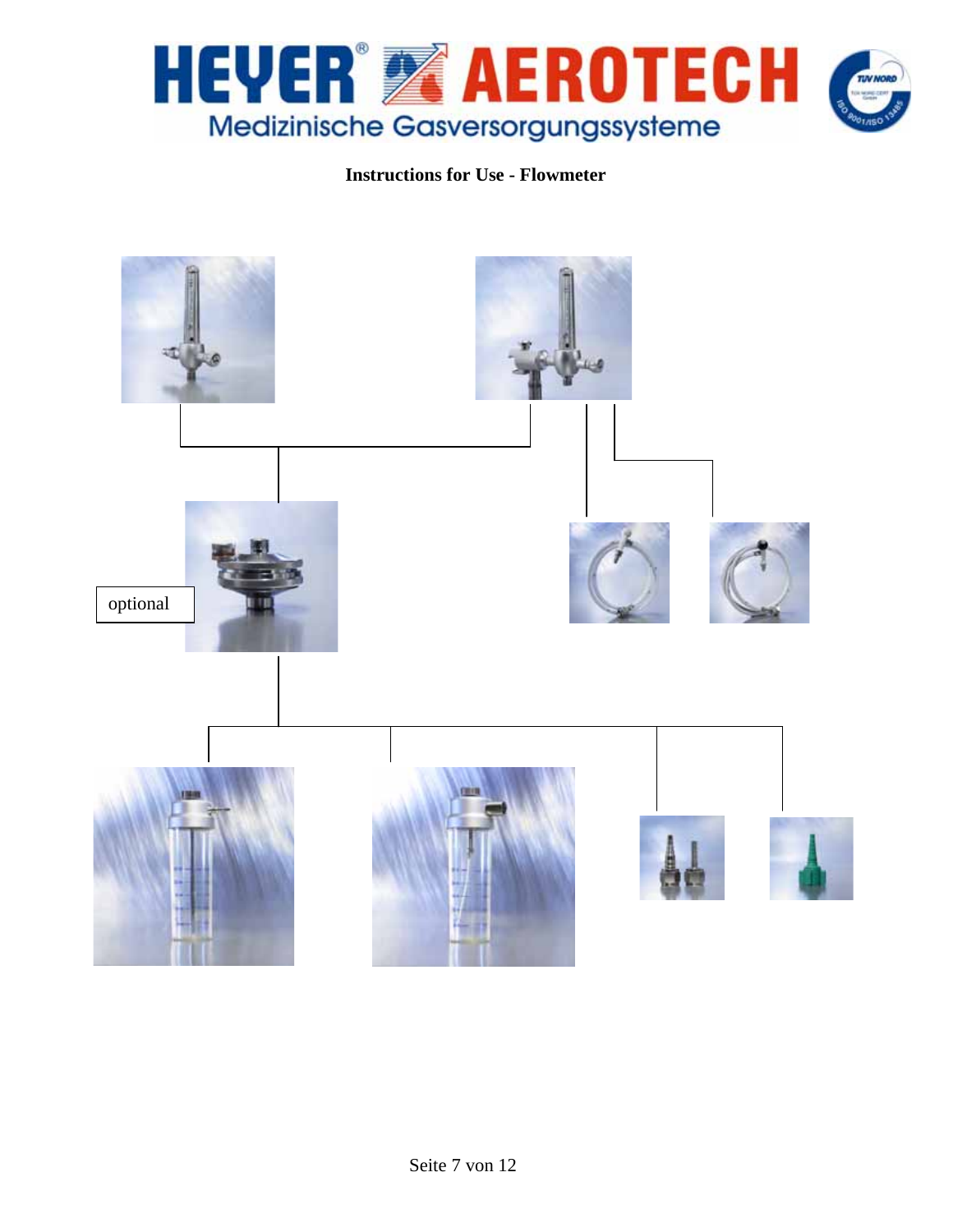**Instructions for Use - Flowmeter**

optional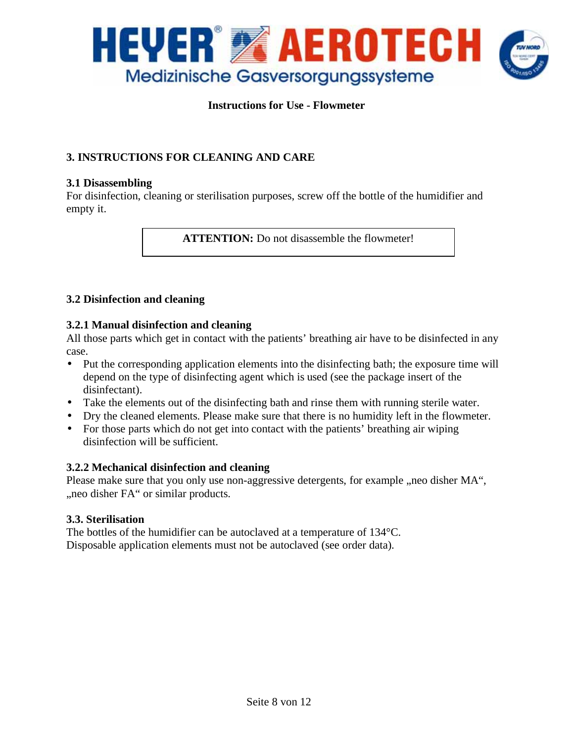**Instructions for Use - Flowmeter**

## 3. INSTRUCTIONS FOR CLEANING AND CARE

### 3.1 Disassembling

For disinfection, cleaning or sterilisation purposes, screw off the bottle of the humidifier and empty it.

**ATTENTION:** Do not disassemble the flowmeter!

### 3.2 Disinfection and cleaning

#### 3.2.1 Manual disinfection and cleaning

All those parts which get in contact with the patients' breathing air have to be disinfected in any case.

- Put the corresponding application elements into the disinfecting bath; the exposure time will depend on the type of disinfecting agent which is used (see the package insert of the disinfectant).
- Take the elements out of the disinfecting bath and rinse them with running sterile water.
- Dry the cleaned elements. Please make sure that there is no humidity left in the flowmeter.
- For those parts which do not get into contact with the patients' breathing air wiping disinfection will be sufficient.

#### 3.2.2 Mechanical disinfection and cleaning

Please make sure that you only use non-aggressive detergents, for example „neo disher MA", „neo disher FA" or similar products.

### 3.3. Sterilisation

The bottles of the humidifier can be autoclaved at a temperature of 134°C.
Disposable application elements must not be autoclaved (see order data).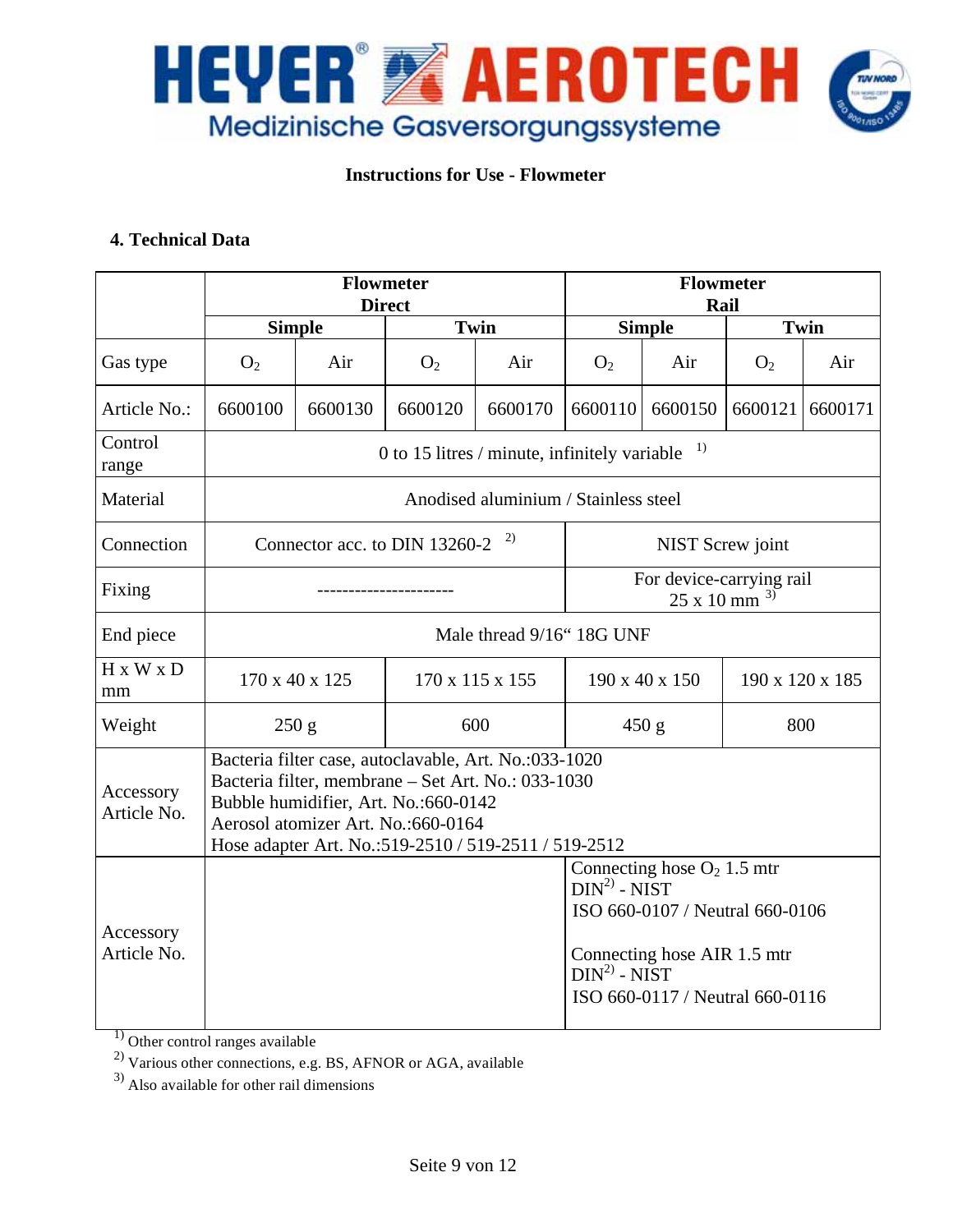**Instructions for Use - Flowmeter**

## 4. Technical Data

| | Flowmeter Direct | | | | Flowmeter Rail | | | |
|---|---|---|---|---|---|---|---|---|
| | Simple | | Twin | | Simple | | Twin | |
| Gas type | $O_2$ | Air | $O_2$ | Air | $O_2$ | Air | $O_2$ | Air |
| Article No.: | 6600100 | 6600130 | 6600120 | 6600170 | 6600110 | 6600150 | 6600121 | 6600171 |
| Control range | 0 to 15 litres / minute, infinitely variable [1] | | | | | | | |
| Material | Anodised aluminium / Stainless steel | | | | | | | |
| Connection | Connector acc. to DIN 13260-2 [2] | | | | NIST Screw joint | | | |
| Fixing | ---------------------- | | | | For device-carrying rail 25 x 10 mm [3] | | | |
| End piece | Male thread 9/16" 18G UNF | | | | | | | |
| H x W x D mm | 170 x 40 x 125 | | 170 x 115 x 155 | | 190 x 40 x 150 | | 190 x 120 x 185 | |
| Weight | 250 g | | 600 | | 450 g | | 800 | |
| Accessory Article No. | Bacteria filter case, autoclavable, Art. No.:033-1020<br>Bacteria filter, membrane – Set Art. No.: 033-1030<br>Bubble humidifier, Art. No.:660-0142<br>Aerosol atomizer Art. No.:660-0164<br>Hose adapter Art. No.:519-2510 / 519-2511 / 519-2512 | | | | | | | |
| Accessory Article No. | | | | | Connecting hose $O_2$ 1.5 mtr<br>DIN[2] - NIST<br>ISO 660-0107 / Neutral 660-0106<br><br>Connecting hose AIR 1.5 mtr<br>DIN[2] - NIST<br>ISO 660-0117 / Neutral 660-0116 | | | |

[1] Other control ranges available
[2] Various other connections, e.g. BS, AFNOR or AGA, available
[3] Also available for other rail dimensions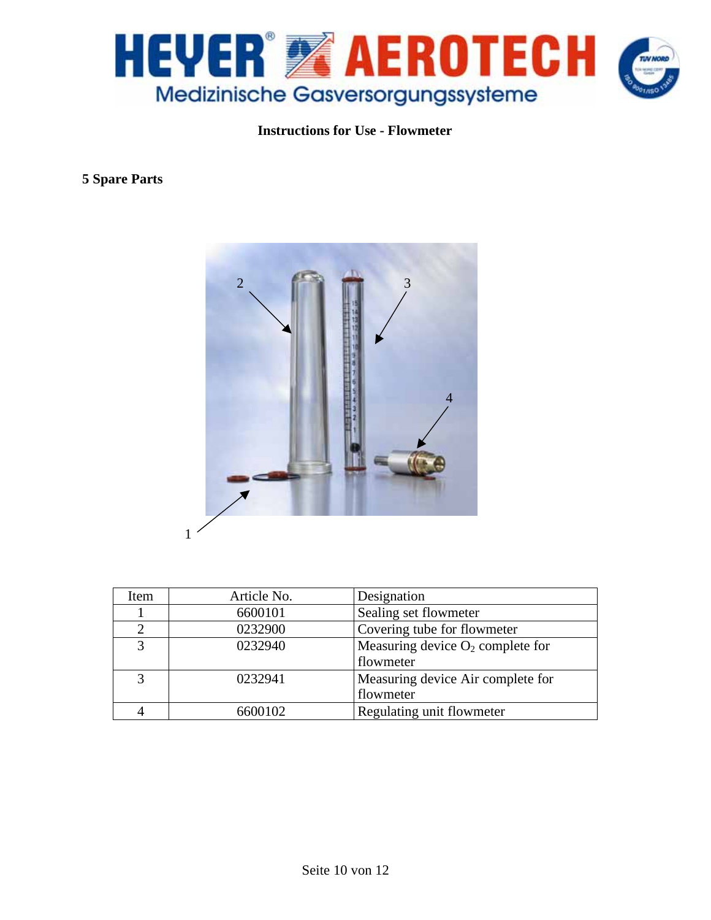Instructions for Use - Flowmeter

## 5 Spare Parts

| Item | Article No. | Designation |
|---|---|---|
| 1 | 6600101 | Sealing set flowmeter |
| 2 | 0232900 | Covering tube for flowmeter |
| 3 | 0232940 | Measuring device $O_2$ complete for flowmeter |
| 3 | 0232941 | Measuring device Air complete for flowmeter |
| 4 | 6600102 | Regulating unit flowmeter |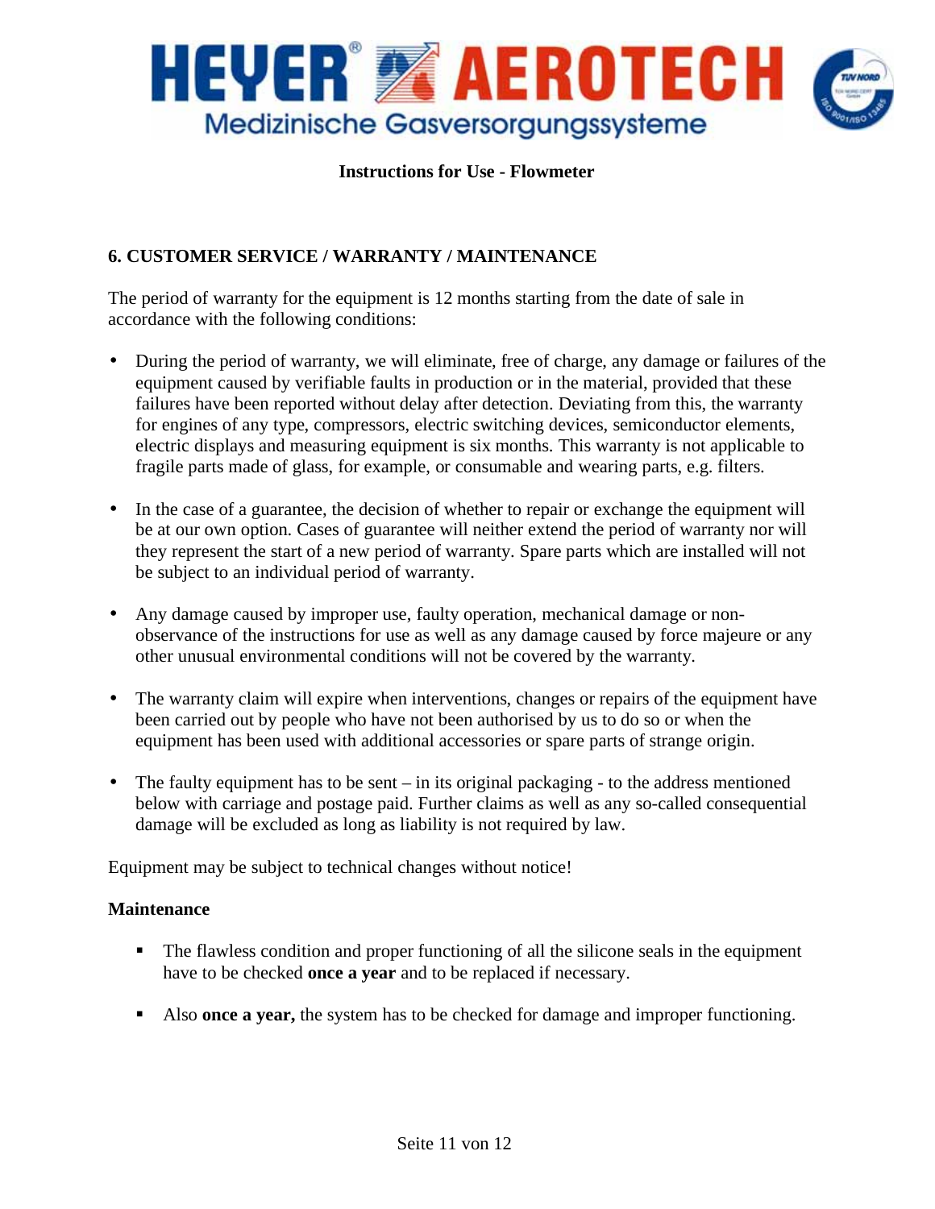**Instructions for Use - Flowmeter**

## 6. CUSTOMER SERVICE / WARRANTY / MAINTENANCE

The period of warranty for the equipment is 12 months starting from the date of sale in accordance with the following conditions:

- During the period of warranty, we will eliminate, free of charge, any damage or failures of the equipment caused by verifiable faults in production or in the material, provided that these failures have been reported without delay after detection. Deviating from this, the warranty for engines of any type, compressors, electric switching devices, semiconductor elements, electric displays and measuring equipment is six months. This warranty is not applicable to fragile parts made of glass, for example, or consumable and wearing parts, e.g. filters.

- In the case of a guarantee, the decision of whether to repair or exchange the equipment will be at our own option. Cases of guarantee will neither extend the period of warranty nor will they represent the start of a new period of warranty. Spare parts which are installed will not be subject to an individual period of warranty.

- Any damage caused by improper use, faulty operation, mechanical damage or non-observance of the instructions for use as well as any damage caused by force majeure or any other unusual environmental conditions will not be covered by the warranty.

- The warranty claim will expire when interventions, changes or repairs of the equipment have been carried out by people who have not been authorised by us to do so or when the equipment has been used with additional accessories or spare parts of strange origin.

- The faulty equipment has to be sent – in its original packaging - to the address mentioned below with carriage and postage paid. Further claims as well as any so-called consequential damage will be excluded as long as liability is not required by law.

Equipment may be subject to technical changes without notice!

**Maintenance**

- The flawless condition and proper functioning of all the silicone seals in the equipment have to be checked **once a year** and to be replaced if necessary.

- Also **once a year,** the system has to be checked for damage and improper functioning.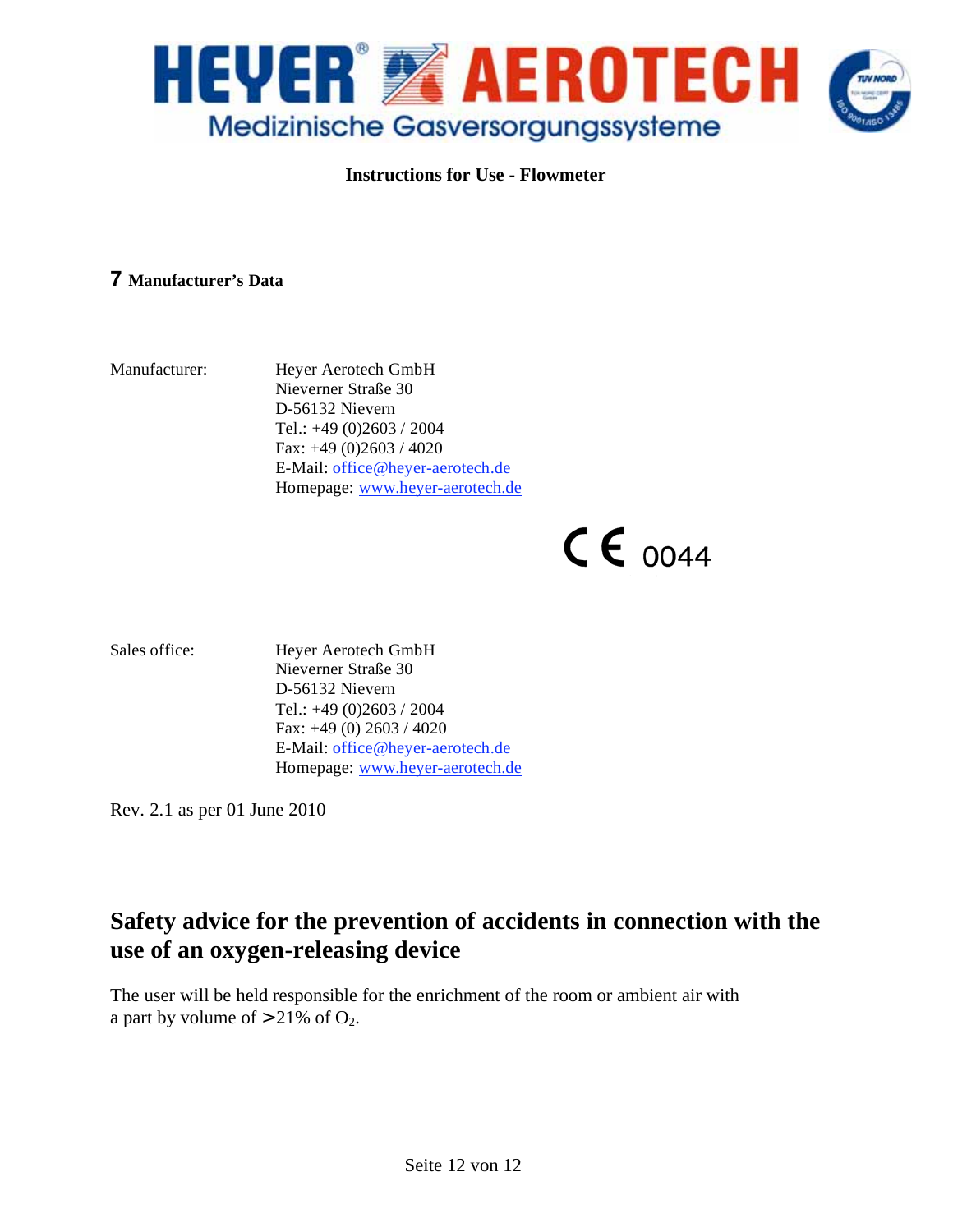**Instructions for Use - Flowmeter**

## 7 Manufacturer's Data

Manufacturer:

Heyer Aerotech GmbH
Nieverner Straße 30
D-56132 Nievern
Tel.: +49 (0)2603 / 2004
Fax: +49 (0)2603 / 4020
E-Mail: office@heyer-aerotech.de
Homepage: www.heyer-aerotech.de

CE 0044

Sales office:

Heyer Aerotech GmbH
Nieverner Straße 30
D-56132 Nievern
Tel.: +49 (0)2603 / 2004
Fax: +49 (0) 2603 / 4020
E-Mail: office@heyer-aerotech.de
Homepage: www.heyer-aerotech.de

Rev. 2.1 as per 01 June 2010

## Safety advice for the prevention of accidents in connection with the use of an oxygen-releasing device

The user will be held responsible for the enrichment of the room or ambient air with a part by volume of >21% of $O_2$.